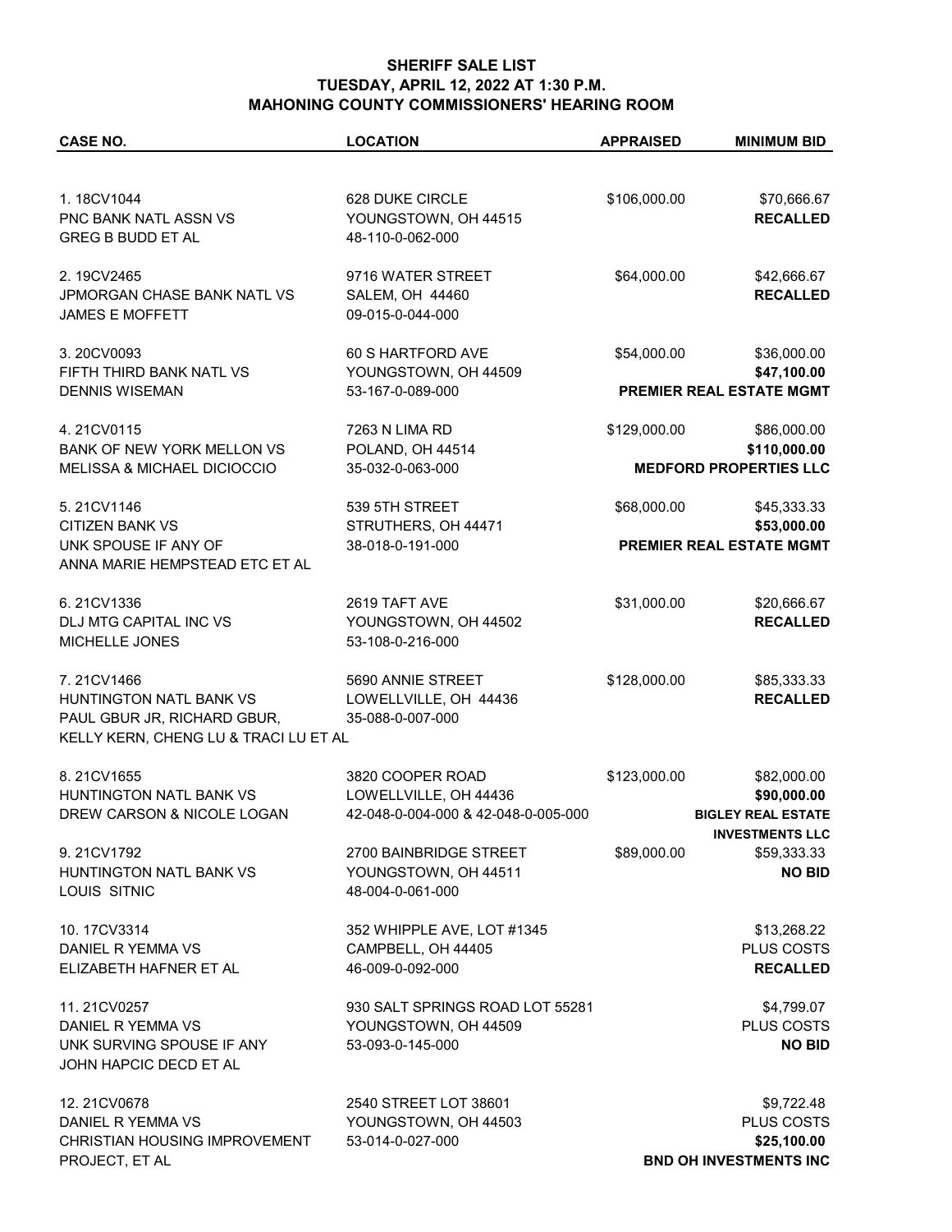**SHERIFF SALE LIST**
**TUESDAY, APRIL 12, 2022 AT 1:30 P.M.**
**MAHONING COUNTY COMMISSIONERS' HEARING ROOM**

| CASE NO. | LOCATION | APPRAISED | MINIMUM BID |
|---|---|---|---|
| 1. 18CV1044<br>PNC BANK NATL ASSN VS<br>GREG B BUDD ET AL | 628 DUKE CIRCLE<br>YOUNGSTOWN, OH 44515<br>48-110-0-062-000 | $106,000.00 | $70,666.67<br>**RECALLED** |
| 2. 19CV2465<br>JPMORGAN CHASE BANK NATL VS<br>JAMES E MOFFETT | 9716 WATER STREET<br>SALEM, OH 44460<br>09-015-0-044-000 | $64,000.00 | $42,666.67<br>**RECALLED** |
| 3. 20CV0093<br>FIFTH THIRD BANK NATL VS<br>DENNIS WISEMAN | 60 S HARTFORD AVE<br>YOUNGSTOWN, OH 44509<br>53-167-0-089-000 | $54,000.00 | $36,000.00<br>**$47,100.00**<br>**PREMIER REAL ESTATE MGMT** |
| 4. 21CV0115<br>BANK OF NEW YORK MELLON VS<br>MELISSA & MICHAEL DICIOCCIO | 7263 N LIMA RD<br>POLAND, OH 44514<br>35-032-0-063-000 | $129,000.00 | $86,000.00<br>**$110,000.00**<br>**MEDFORD PROPERTIES LLC** |
| 5. 21CV1146<br>CITIZEN BANK VS<br>UNK SPOUSE IF ANY OF<br>ANNA MARIE HEMPSTEAD ETC ET AL | 539 5TH STREET<br>STRUTHERS, OH 44471<br>38-018-0-191-000 | $68,000.00 | $45,333.33<br>**$53,000.00**<br>**PREMIER REAL ESTATE MGMT** |
| 6. 21CV1336<br>DLJ MTG CAPITAL INC VS<br>MICHELLE JONES | 2619 TAFT AVE<br>YOUNGSTOWN, OH 44502<br>53-108-0-216-000 | $31,000.00 | $20,666.67<br>**RECALLED** |
| 7. 21CV1466<br>HUNTINGTON NATL BANK VS<br>PAUL GBUR JR, RICHARD GBUR,<br>KELLY KERN, CHENG LU & TRACI LU ET AL | 5690 ANNIE STREET<br>LOWELLVILLE, OH 44436<br>35-088-0-007-000 | $128,000.00 | $85,333.33<br>**RECALLED** |
| 8. 21CV1655<br>HUNTINGTON NATL BANK VS<br>DREW CARSON & NICOLE LOGAN | 3820 COOPER ROAD<br>LOWELLVILLE, OH 44436<br>42-048-0-004-000 & 42-048-0-005-000 | $123,000.00 | $82,000.00<br>**$90,000.00**<br>**BIGLEY REAL ESTATE INVESTMENTS LLC** |
| 9. 21CV1792<br>HUNTINGTON NATL BANK VS<br>LOUIS SITNIC | 2700 BAINBRIDGE STREET<br>YOUNGSTOWN, OH 44511<br>48-004-0-061-000 | $89,000.00 | $59,333.33<br>**NO BID** |
| 10. 17CV3314<br>DANIEL R YEMMA VS<br>ELIZABETH HAFNER ET AL | 352 WHIPPLE AVE, LOT #1345<br>CAMPBELL, OH 44405<br>46-009-0-092-000 | | $13,268.22<br>PLUS COSTS<br>**RECALLED** |
| 11. 21CV0257<br>DANIEL R YEMMA VS<br>UNK SURVING SPOUSE IF ANY<br>JOHN HAPCIC DECD ET AL | 930 SALT SPRINGS ROAD LOT 55281<br>YOUNGSTOWN, OH 44509<br>53-093-0-145-000 | | $4,799.07<br>PLUS COSTS<br>**NO BID** |
| 12. 21CV0678<br>DANIEL R YEMMA VS<br>CHRISTIAN HOUSING IMPROVEMENT<br>PROJECT, ET AL | 2540 STREET LOT 38601<br>YOUNGSTOWN, OH 44503<br>53-014-0-027-000 | | $9,722.48<br>PLUS COSTS<br>**$25,100.00**<br>**BND OH INVESTMENTS INC** |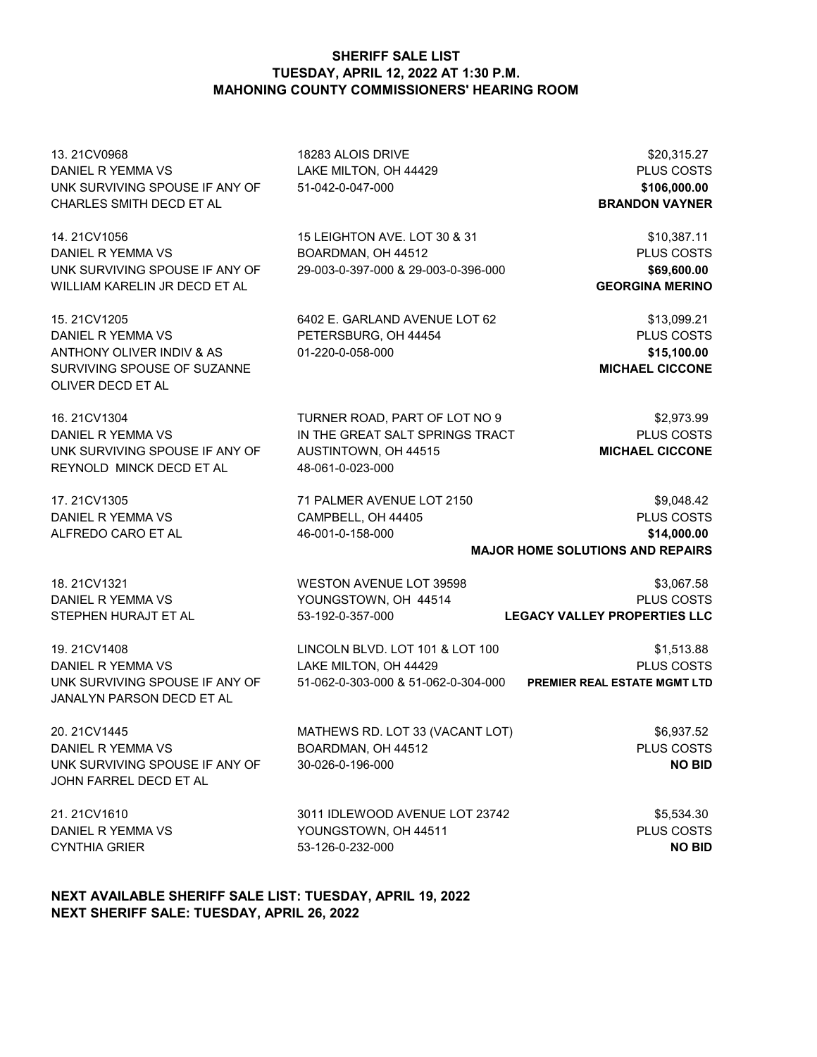**SHERIFF SALE LIST**
**TUESDAY, APRIL 12, 2022 AT 1:30 P.M.**
**MAHONING COUNTY COMMISSIONERS' HEARING ROOM**

| | | |
|---|---|---|
| 13. 21CV0968<br>DANIEL R YEMMA VS<br>UNK SURVIVING SPOUSE IF ANY OF<br>CHARLES SMITH DECD ET AL | 18283 ALOIS DRIVE<br>LAKE MILTON, OH 44429<br>51-042-0-047-000 | $20,315.27<br>PLUS COSTS<br>**$106,000.00**<br>**BRANDON VAYNER** |
| 14. 21CV1056<br>DANIEL R YEMMA VS<br>UNK SURVIVING SPOUSE IF ANY OF<br>WILLIAM KARELIN JR DECD ET AL | 15 LEIGHTON AVE. LOT 30 & 31<br>BOARDMAN, OH 44512<br>29-003-0-397-000 & 29-003-0-396-000 | $10,387.11<br>PLUS COSTS<br>**$69,600.00**<br>**GEORGINA MERINO** |
| 15. 21CV1205<br>DANIEL R YEMMA VS<br>ANTHONY OLIVER INDIV & AS<br>SURVIVING SPOUSE OF SUZANNE<br>OLIVER DECD ET AL | 6402 E. GARLAND AVENUE LOT 62<br>PETERSBURG, OH 44454<br>01-220-0-058-000 | $13,099.21<br>PLUS COSTS<br>**$15,100.00**<br>**MICHAEL CICCONE** |
| 16. 21CV1304<br>DANIEL R YEMMA VS<br>UNK SURVIVING SPOUSE IF ANY OF<br>REYNOLD MINCK DECD ET AL | TURNER ROAD, PART OF LOT NO 9<br>IN THE GREAT SALT SPRINGS TRACT<br>AUSTINTOWN, OH 44515<br>48-061-0-023-000 | $2,973.99<br>PLUS COSTS<br>**MICHAEL CICCONE** |
| 17. 21CV1305<br>DANIEL R YEMMA VS<br>ALFREDO CARO ET AL | 71 PALMER AVENUE LOT 2150<br>CAMPBELL, OH 44405<br>46-001-0-158-000 | $9,048.42<br>PLUS COSTS<br>**$14,000.00**<br>**MAJOR HOME SOLUTIONS AND REPAIRS** |
| 18. 21CV1321<br>DANIEL R YEMMA VS<br>STEPHEN HURAJT ET AL | WESTON AVENUE LOT 39598<br>YOUNGSTOWN, OH 44514<br>53-192-0-357-000 | $3,067.58<br>PLUS COSTS<br>**LEGACY VALLEY PROPERTIES LLC** |
| 19. 21CV1408<br>DANIEL R YEMMA VS<br>UNK SURVIVING SPOUSE IF ANY OF<br>JANALYN PARSON DECD ET AL | LINCOLN BLVD. LOT 101 & LOT 100<br>LAKE MILTON, OH 44429<br>51-062-0-303-000 & 51-062-0-304-000 | $1,513.88<br>PLUS COSTS<br>**PREMIER REAL ESTATE MGMT LTD** |
| 20. 21CV1445<br>DANIEL R YEMMA VS<br>UNK SURVIVING SPOUSE IF ANY OF<br>JOHN FARREL DECD ET AL | MATHEWS RD. LOT 33 (VACANT LOT)<br>BOARDMAN, OH 44512<br>30-026-0-196-000 | $6,937.52<br>PLUS COSTS<br>**NO BID** |
| 21. 21CV1610<br>DANIEL R YEMMA VS<br>CYNTHIA GRIER | 3011 IDLEWOOD AVENUE LOT 23742<br>YOUNGSTOWN, OH 44511<br>53-126-0-232-000 | $5,534.30<br>PLUS COSTS<br>**NO BID** |

**NEXT AVAILABLE SHERIFF SALE LIST: TUESDAY, APRIL 19, 2022**
**NEXT SHERIFF SALE: TUESDAY, APRIL 26, 2022**